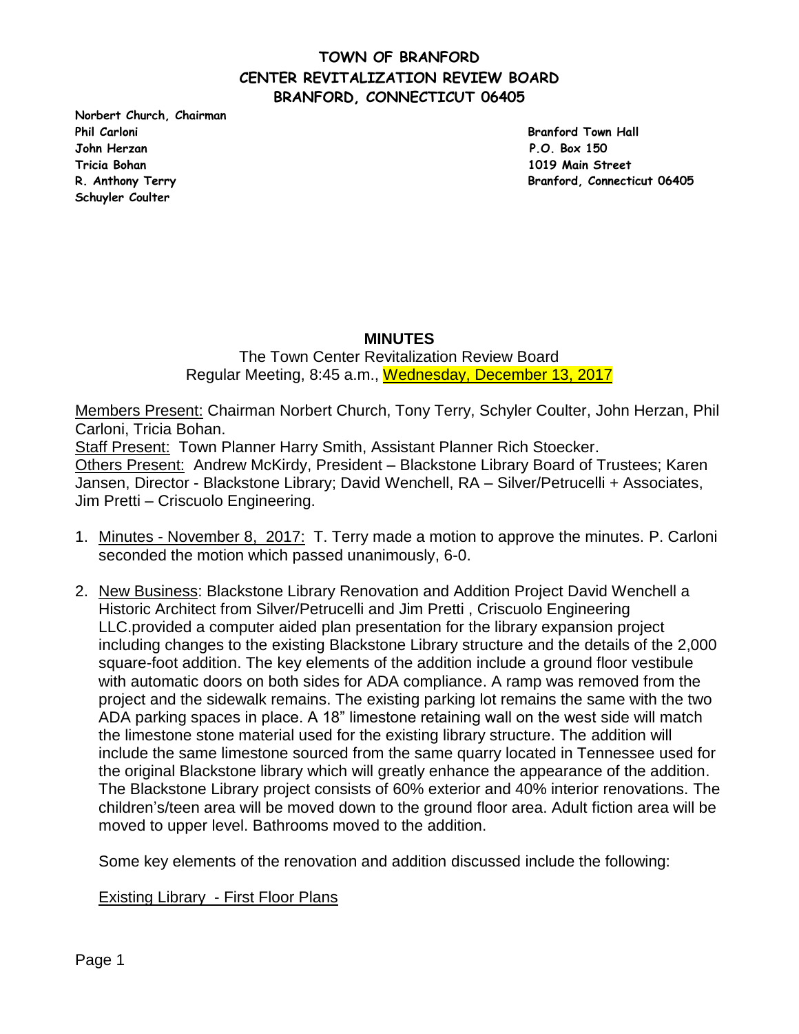**TOWN OF BRANFORD**
**CENTER REVITALIZATION REVIEW BOARD**
**BRANFORD, CONNECTICUT 06405**

**Norbert Church, Chairman**
**Phil Carloni**
**John Herzan**
**Tricia Bohan**
**R. Anthony Terry**
**Schuyler Coulter**

**Branford Town Hall**
**P.O. Box 150**
**1019 Main Street**
**Branford, Connecticut 06405**

## MINUTES

The Town Center Revitalization Review Board
Regular Meeting, 8:45 a.m., Wednesday, December 13, 2017

Members Present: Chairman Norbert Church, Tony Terry, Schyler Coulter, John Herzan, Phil Carloni, Tricia Bohan.
Staff Present: Town Planner Harry Smith, Assistant Planner Rich Stoecker.
Others Present: Andrew McKirdy, President – Blackstone Library Board of Trustees; Karen Jansen, Director - Blackstone Library; David Wenchell, RA – Silver/Petrucelli + Associates, Jim Pretti – Criscuolo Engineering.

1. Minutes - November 8, 2017: T. Terry made a motion to approve the minutes. P. Carloni seconded the motion which passed unanimously, 6-0.

2. New Business: Blackstone Library Renovation and Addition Project David Wenchell a Historic Architect from Silver/Petrucelli and Jim Pretti , Criscuolo Engineering LLC.provided a computer aided plan presentation for the library expansion project including changes to the existing Blackstone Library structure and the details of the 2,000 square-foot addition. The key elements of the addition include a ground floor vestibule with automatic doors on both sides for ADA compliance. A ramp was removed from the project and the sidewalk remains. The existing parking lot remains the same with the two ADA parking spaces in place. A 18" limestone retaining wall on the west side will match the limestone stone material used for the existing library structure. The addition will include the same limestone sourced from the same quarry located in Tennessee used for the original Blackstone library which will greatly enhance the appearance of the addition. The Blackstone Library project consists of 60% exterior and 40% interior renovations. The children's/teen area will be moved down to the ground floor area. Adult fiction area will be moved to upper level. Bathrooms moved to the addition.

   Some key elements of the renovation and addition discussed include the following:

   Existing Library - First Floor Plans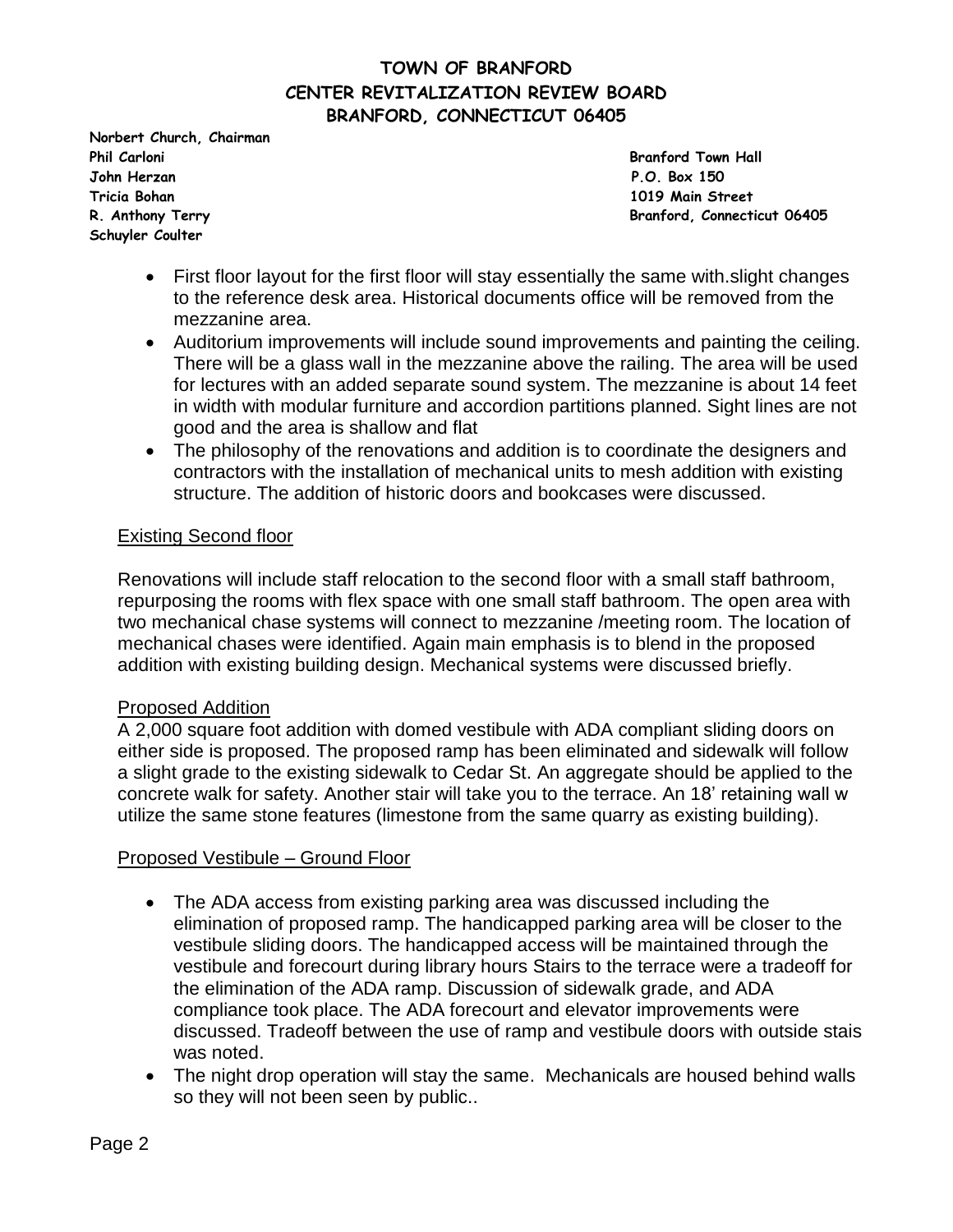# TOWN OF BRANFORD
# CENTER REVITALIZATION REVIEW BOARD
# BRANFORD, CONNECTICUT 06405

**Norbert Church, Chairman**
**Phil Carloni**
**John Herzan**
**Tricia Bohan**
**R. Anthony Terry**
**Schuyler Coulter**

**Branford Town Hall**
**P.O. Box 150**
**1019 Main Street**
**Branford, Connecticut 06405**

- First floor layout for the first floor will stay essentially the same with.slight changes to the reference desk area. Historical documents office will be removed from the mezzanine area.
- Auditorium improvements will include sound improvements and painting the ceiling. There will be a glass wall in the mezzanine above the railing. The area will be used for lectures with an added separate sound system. The mezzanine is about 14 feet in width with modular furniture and accordion partitions planned. Sight lines are not good and the area is shallow and flat
- The philosophy of the renovations and addition is to coordinate the designers and contractors with the installation of mechanical units to mesh addition with existing structure. The addition of historic doors and bookcases were discussed.

Existing Second floor

Renovations will include staff relocation to the second floor with a small staff bathroom, repurposing the rooms with flex space with one small staff bathroom. The open area with two mechanical chase systems will connect to mezzanine /meeting room. The location of mechanical chases were identified. Again main emphasis is to blend in the proposed addition with existing building design. Mechanical systems were discussed briefly.

Proposed Addition

A 2,000 square foot addition with domed vestibule with ADA compliant sliding doors on either side is proposed. The proposed ramp has been eliminated and sidewalk will follow a slight grade to the existing sidewalk to Cedar St. An aggregate should be applied to the concrete walk for safety. Another stair will take you to the terrace. An 18' retaining wall w utilize the same stone features (limestone from the same quarry as existing building).

Proposed Vestibule – Ground Floor

- The ADA access from existing parking area was discussed including the elimination of proposed ramp. The handicapped parking area will be closer to the vestibule sliding doors. The handicapped access will be maintained through the vestibule and forecourt during library hours Stairs to the terrace were a tradeoff for the elimination of the ADA ramp. Discussion of sidewalk grade, and ADA compliance took place. The ADA forecourt and elevator improvements were discussed. Tradeoff between the use of ramp and vestibule doors with outside stais was noted.
- The night drop operation will stay the same. Mechanicals are housed behind walls so they will not been seen by public..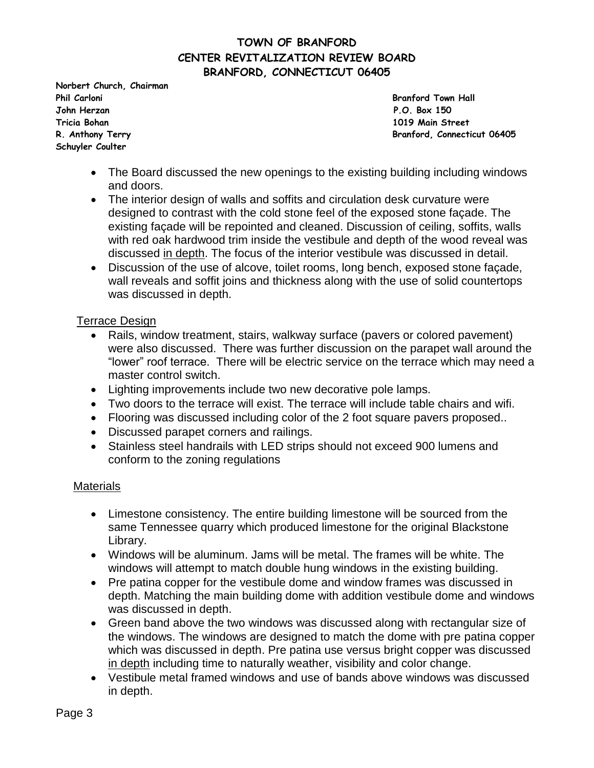# TOWN OF BRANFORD
## CENTER REVITALIZATION REVIEW BOARD
## BRANFORD, CONNECTICUT 06405

**Norbert Church, Chairman**
**Phil Carloni**
**John Herzan**
**Tricia Bohan**
**R. Anthony Terry**
**Schuyler Coulter**

**Branford Town Hall**
**P.O. Box 150**
**1019 Main Street**
**Branford, Connecticut 06405**

- The Board discussed the new openings to the existing building including windows and doors.
- The interior design of walls and soffits and circulation desk curvature were designed to contrast with the cold stone feel of the exposed stone façade. The existing façade will be repointed and cleaned. Discussion of ceiling, soffits, walls with red oak hardwood trim inside the vestibule and depth of the wood reveal was discussed <u>in depth</u>. The focus of the interior vestibule was discussed in detail.
- Discussion of the use of alcove, toilet rooms, long bench, exposed stone façade, wall reveals and soffit joins and thickness along with the use of solid countertops was discussed in depth.

<u>Terrace Design</u>

- Rails, window treatment, stairs, walkway surface (pavers or colored pavement) were also discussed. There was further discussion on the parapet wall around the "lower" roof terrace. There will be electric service on the terrace which may need a master control switch.
- Lighting improvements include two new decorative pole lamps.
- Two doors to the terrace will exist. The terrace will include table chairs and wifi.
- Flooring was discussed including color of the 2 foot square pavers proposed..
- Discussed parapet corners and railings.
- Stainless steel handrails with LED strips should not exceed 900 lumens and conform to the zoning regulations

<u>Materials</u>

- Limestone consistency. The entire building limestone will be sourced from the same Tennessee quarry which produced limestone for the original Blackstone Library.
- Windows will be aluminum. Jams will be metal. The frames will be white. The windows will attempt to match double hung windows in the existing building.
- Pre patina copper for the vestibule dome and window frames was discussed in depth. Matching the main building dome with addition vestibule dome and windows was discussed in depth.
- Green band above the two windows was discussed along with rectangular size of the windows. The windows are designed to match the dome with pre patina copper which was discussed in depth. Pre patina use versus bright copper was discussed <u>in depth</u> including time to naturally weather, visibility and color change.
- Vestibule metal framed windows and use of bands above windows was discussed in depth.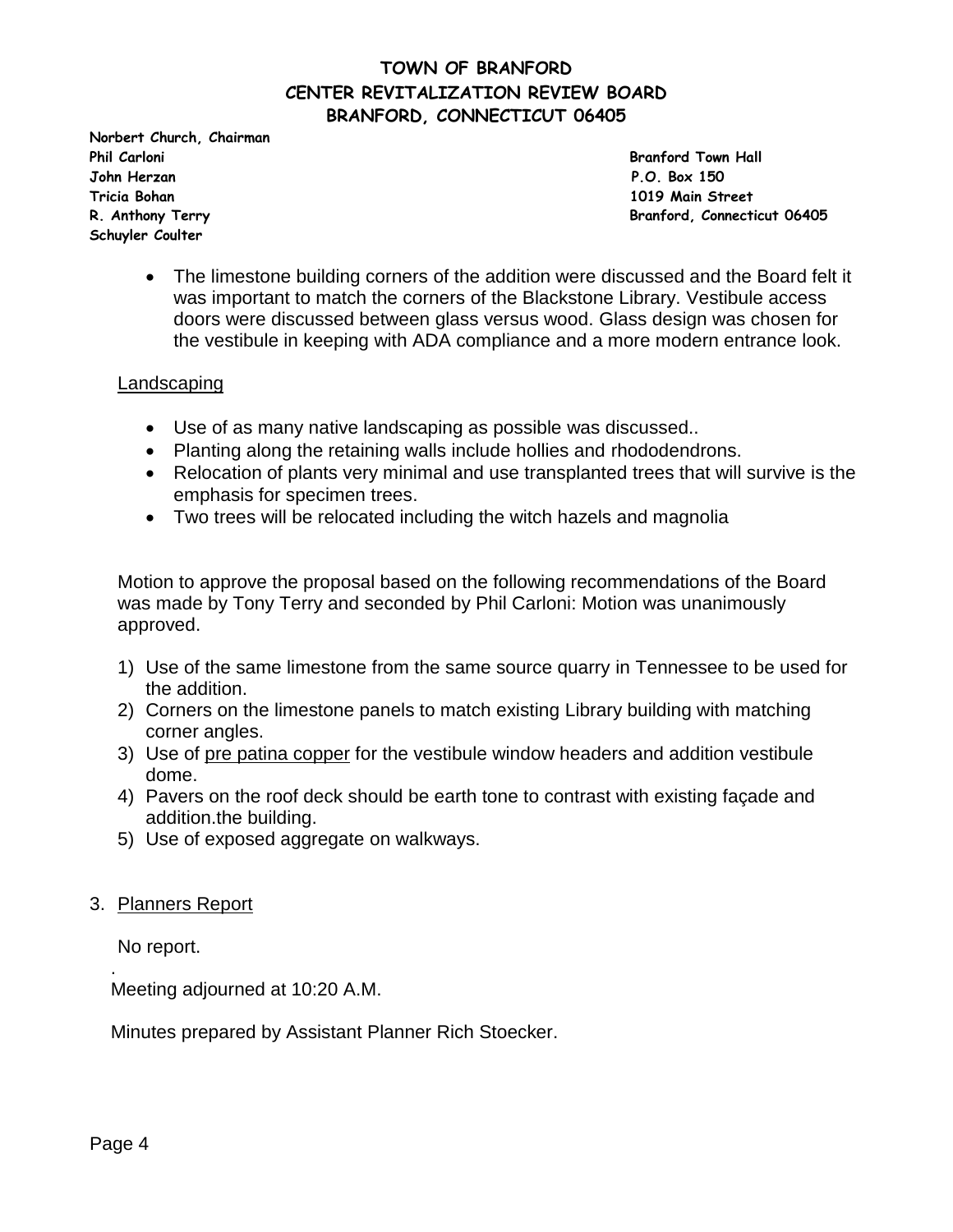**TOWN OF BRANFORD**
**CENTER REVITALIZATION REVIEW BOARD**
**BRANFORD, CONNECTICUT 06405**

**Norbert Church, Chairman**
**Phil Carloni**
**John Herzan**
**Tricia Bohan**
**R. Anthony Terry**
**Schuyler Coulter**

**Branford Town Hall**
**P.O. Box 150**
**1019 Main Street**
**Branford, Connecticut 06405**

- The limestone building corners of the addition were discussed and the Board felt it was important to match the corners of the Blackstone Library. Vestibule access doors were discussed between glass versus wood. Glass design was chosen for the vestibule in keeping with ADA compliance and a more modern entrance look.

Landscaping

- Use of as many native landscaping as possible was discussed..
- Planting along the retaining walls include hollies and rhododendrons.
- Relocation of plants very minimal and use transplanted trees that will survive is the emphasis for specimen trees.
- Two trees will be relocated including the witch hazels and magnolia

Motion to approve the proposal based on the following recommendations of the Board was made by Tony Terry and seconded by Phil Carloni: Motion was unanimously approved.

1) Use of the same limestone from the same source quarry in Tennessee to be used for the addition.
2) Corners on the limestone panels to match existing Library building with matching corner angles.
3) Use of pre patina copper for the vestibule window headers and addition vestibule dome.
4) Pavers on the roof deck should be earth tone to contrast with existing façade and addition.the building.
5) Use of exposed aggregate on walkways.

3. Planners Report

No report.

.
Meeting adjourned at 10:20 A.M.

Minutes prepared by Assistant Planner Rich Stoecker.